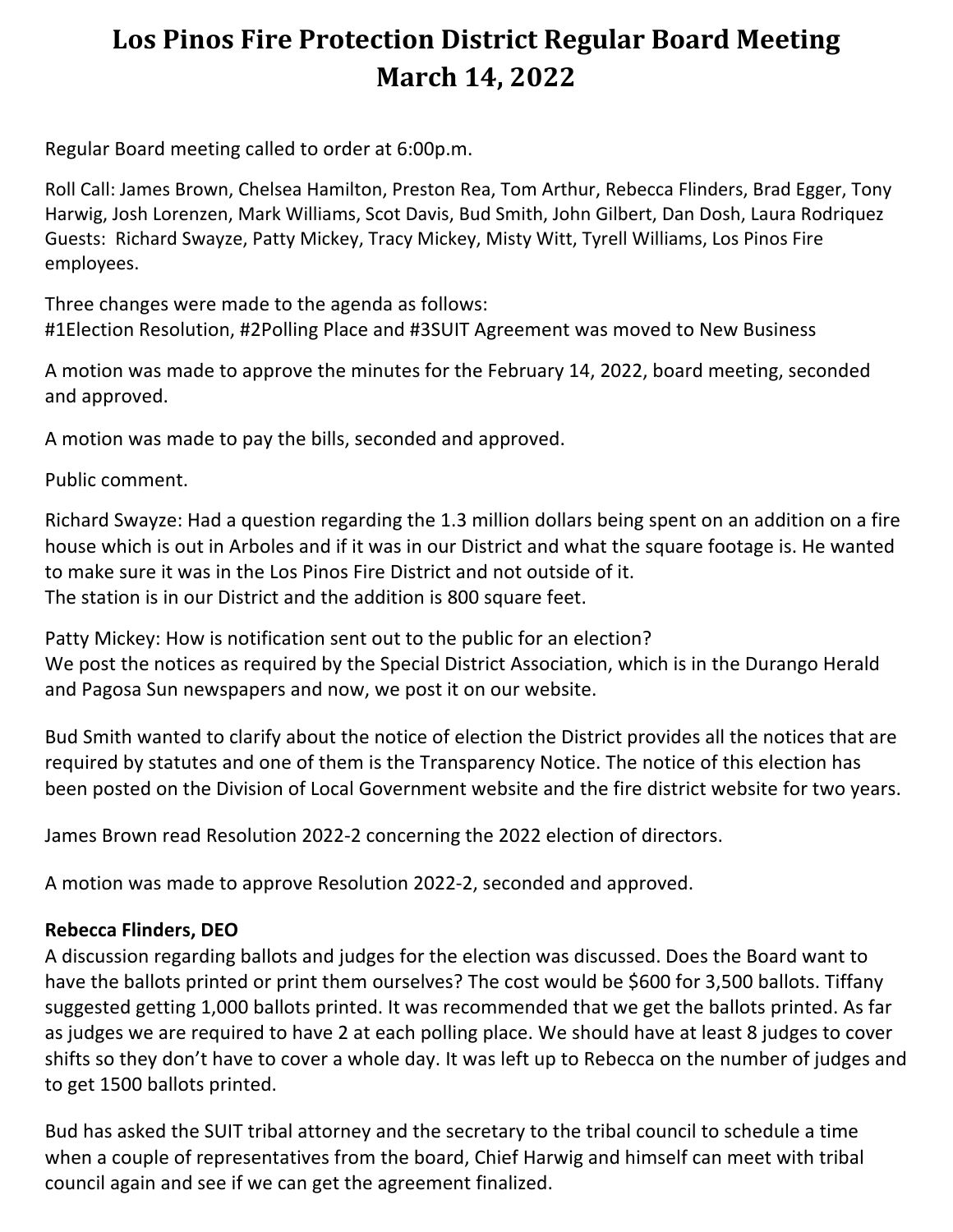# Los Pinos Fire Protection District Regular Board Meeting
# March 14, 2022

Regular Board meeting called to order at 6:00p.m.

Roll Call: James Brown, Chelsea Hamilton, Preston Rea, Tom Arthur, Rebecca Flinders, Brad Egger, Tony Harwig, Josh Lorenzen, Mark Williams, Scot Davis, Bud Smith, John Gilbert, Dan Dosh, Laura Rodriquez
Guests: Richard Swayze, Patty Mickey, Tracy Mickey, Misty Witt, Tyrell Williams, Los Pinos Fire employees.

Three changes were made to the agenda as follows:
#1Election Resolution, #2Polling Place and #3SUIT Agreement was moved to New Business

A motion was made to approve the minutes for the February 14, 2022, board meeting, seconded and approved.

A motion was made to pay the bills, seconded and approved.

Public comment.

Richard Swayze: Had a question regarding the 1.3 million dollars being spent on an addition on a fire house which is out in Arboles and if it was in our District and what the square footage is. He wanted to make sure it was in the Los Pinos Fire District and not outside of it.
The station is in our District and the addition is 800 square feet.

Patty Mickey: How is notification sent out to the public for an election?
We post the notices as required by the Special District Association, which is in the Durango Herald and Pagosa Sun newspapers and now, we post it on our website.

Bud Smith wanted to clarify about the notice of election the District provides all the notices that are required by statutes and one of them is the Transparency Notice. The notice of this election has been posted on the Division of Local Government website and the fire district website for two years.

James Brown read Resolution 2022-2 concerning the 2022 election of directors.

A motion was made to approve Resolution 2022-2, seconded and approved.

**Rebecca Flinders, DEO**
A discussion regarding ballots and judges for the election was discussed. Does the Board want to have the ballots printed or print them ourselves? The cost would be $600 for 3,500 ballots. Tiffany suggested getting 1,000 ballots printed. It was recommended that we get the ballots printed. As far as judges we are required to have 2 at each polling place. We should have at least 8 judges to cover shifts so they don't have to cover a whole day. It was left up to Rebecca on the number of judges and to get 1500 ballots printed.

Bud has asked the SUIT tribal attorney and the secretary to the tribal council to schedule a time when a couple of representatives from the board, Chief Harwig and himself can meet with tribal council again and see if we can get the agreement finalized.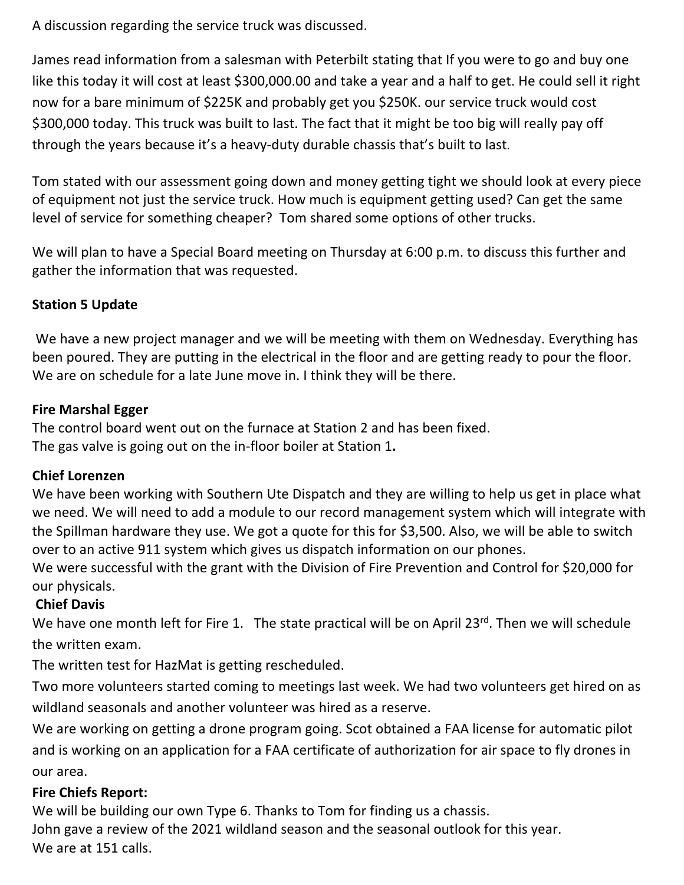A discussion regarding the service truck was discussed.

James read information from a salesman with Peterbilt stating that If you were to go and buy one like this today it will cost at least $300,000.00 and take a year and a half to get. He could sell it right now for a bare minimum of $225K and probably get you $250K. our service truck would cost $300,000 today. This truck was built to last. The fact that it might be too big will really pay off through the years because it's a heavy-duty durable chassis that's built to last.

Tom stated with our assessment going down and money getting tight we should look at every piece of equipment not just the service truck. How much is equipment getting used? Can get the same level of service for something cheaper? Tom shared some options of other trucks.

We will plan to have a Special Board meeting on Thursday at 6:00 p.m. to discuss this further and gather the information that was requested.

**Station 5 Update**

We have a new project manager and we will be meeting with them on Wednesday. Everything has been poured. They are putting in the electrical in the floor and are getting ready to pour the floor. We are on schedule for a late June move in. I think they will be there.

**Fire Marshal Egger**

The control board went out on the furnace at Station 2 and has been fixed.
The gas valve is going out on the in-floor boiler at Station 1.

**Chief Lorenzen**

We have been working with Southern Ute Dispatch and they are willing to help us get in place what we need. We will need to add a module to our record management system which will integrate with the Spillman hardware they use. We got a quote for this for $3,500. Also, we will be able to switch over to an active 911 system which gives us dispatch information on our phones.
We were successful with the grant with the Division of Fire Prevention and Control for $20,000 for our physicals.

**Chief Davis**

We have one month left for Fire 1. The state practical will be on April 23rd. Then we will schedule the written exam.
The written test for HazMat is getting rescheduled.
Two more volunteers started coming to meetings last week. We had two volunteers get hired on as wildland seasonals and another volunteer was hired as a reserve.
We are working on getting a drone program going. Scot obtained a FAA license for automatic pilot and is working on an application for a FAA certificate of authorization for air space to fly drones in our area.

**Fire Chiefs Report:**

We will be building our own Type 6. Thanks to Tom for finding us a chassis.
John gave a review of the 2021 wildland season and the seasonal outlook for this year.
We are at 151 calls.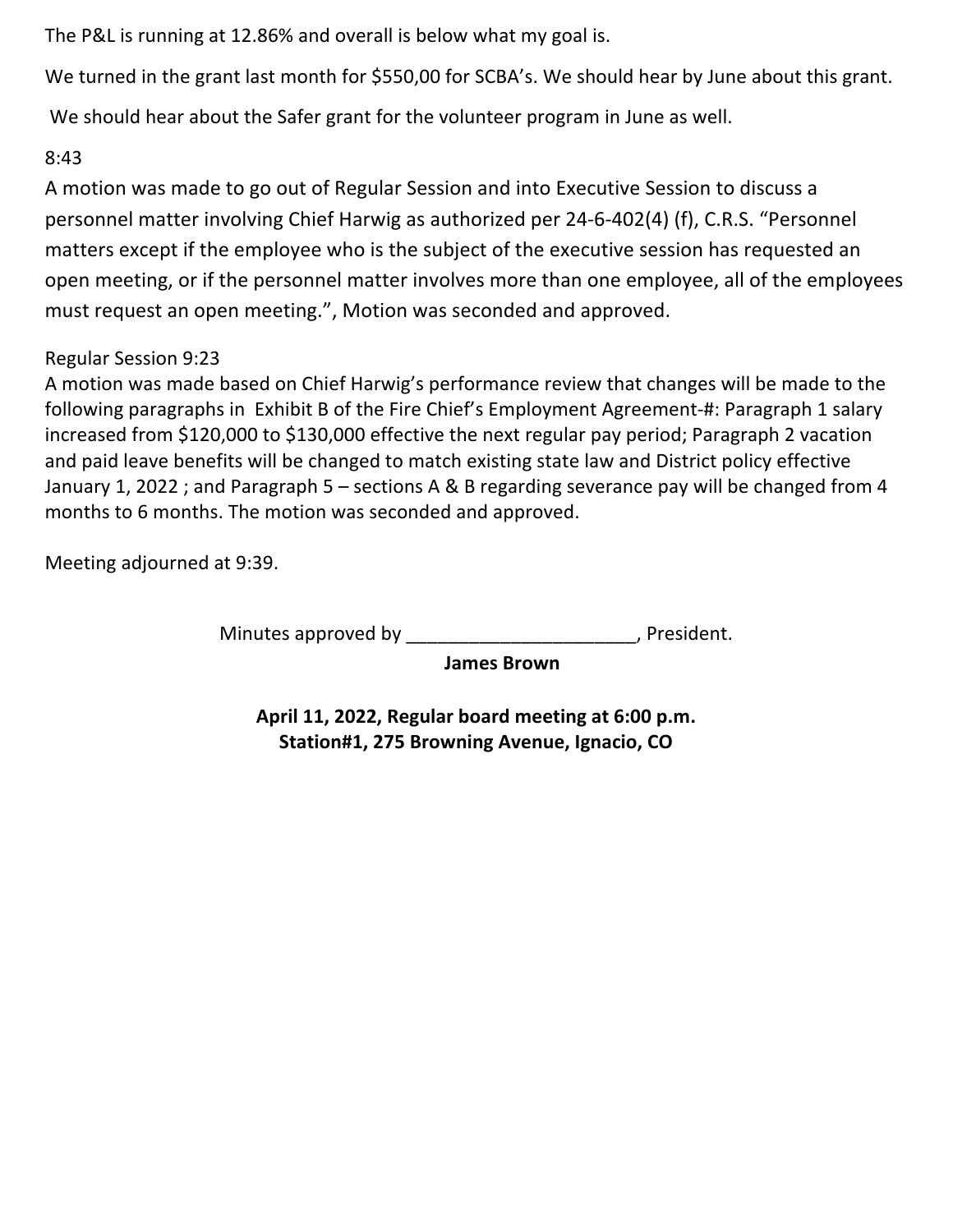The P&L is running at 12.86% and overall is below what my goal is.

We turned in the grant last month for $550,00 for SCBA's. We should hear by June about this grant.

We should hear about the Safer grant for the volunteer program in June as well.

8:43

A motion was made to go out of Regular Session and into Executive Session to discuss a personnel matter involving Chief Harwig as authorized per 24-6-402(4) (f), C.R.S. "Personnel matters except if the employee who is the subject of the executive session has requested an open meeting, or if the personnel matter involves more than one employee, all of the employees must request an open meeting.", Motion was seconded and approved.

Regular Session 9:23

A motion was made based on Chief Harwig's performance review that changes will be made to the following paragraphs in Exhibit B of the Fire Chief's Employment Agreement-#: Paragraph 1 salary increased from $120,000 to $130,000 effective the next regular pay period; Paragraph 2 vacation and paid leave benefits will be changed to match existing state law and District policy effective January 1, 2022 ; and Paragraph 5 – sections A & B regarding severance pay will be changed from 4 months to 6 months. The motion was seconded and approved.

Meeting adjourned at 9:39.

Minutes approved by ______________________, President.

**James Brown**

**April 11, 2022, Regular board meeting at 6:00 p.m.**
**Station#1, 275 Browning Avenue, Ignacio, CO**